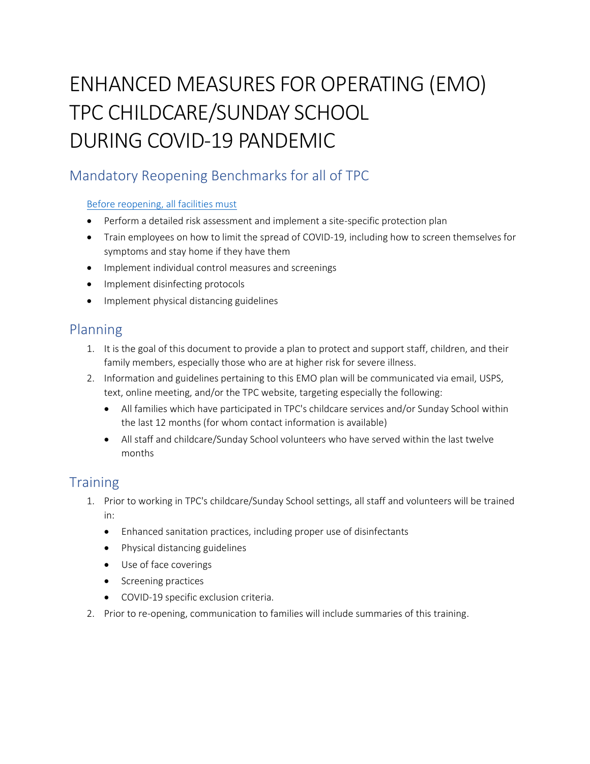# ENHANCED MEASURES FOR OPERATING (EMO) TPC CHILDCARE/SUNDAY SCHOOL DURING COVID-19 PANDEMIC

## Mandatory Reopening Benchmarks for all of TPC

Before reopening, all facilities must

- Perform a detailed risk assessment and implement a site-specific protection plan
- Train employees on how to limit the spread of COVID-19, including how to screen themselves for symptoms and stay home if they have them
- Implement individual control measures and screenings
- Implement disinfecting protocols
- Implement physical distancing guidelines

## Planning

1. It is the goal of this document to provide a plan to protect and support staff, children, and their family members, especially those who are at higher risk for severe illness.
2. Information and guidelines pertaining to this EMO plan will be communicated via email, USPS, text, online meeting, and/or the TPC website, targeting especially the following:
   - All families which have participated in TPC's childcare services and/or Sunday School within the last 12 months (for whom contact information is available)
   - All staff and childcare/Sunday School volunteers who have served within the last twelve months

## Training

1. Prior to working in TPC's childcare/Sunday School settings, all staff and volunteers will be trained in:
   - Enhanced sanitation practices, including proper use of disinfectants
   - Physical distancing guidelines
   - Use of face coverings
   - Screening practices
   - COVID-19 specific exclusion criteria.
2. Prior to re-opening, communication to families will include summaries of this training.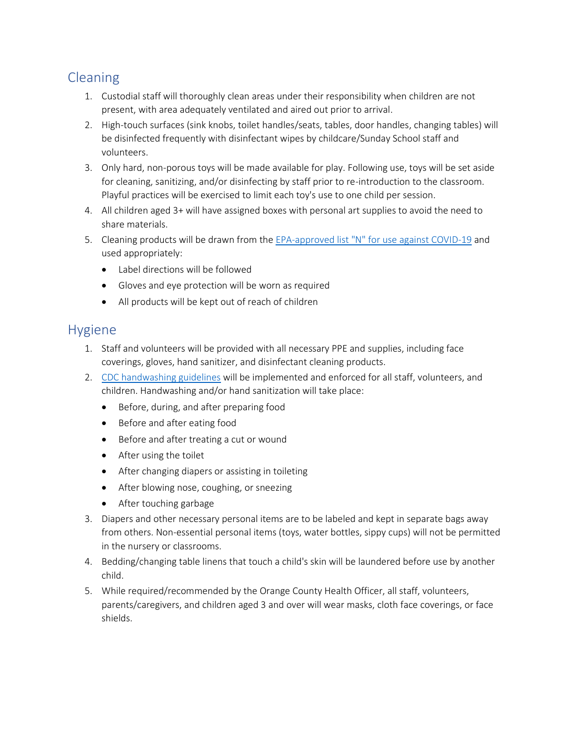## Cleaning

1. Custodial staff will thoroughly clean areas under their responsibility when children are not present, with area adequately ventilated and aired out prior to arrival.
2. High-touch surfaces (sink knobs, toilet handles/seats, tables, door handles, changing tables) will be disinfected frequently with disinfectant wipes by childcare/Sunday School staff and volunteers.
3. Only hard, non-porous toys will be made available for play. Following use, toys will be set aside for cleaning, sanitizing, and/or disinfecting by staff prior to re-introduction to the classroom. Playful practices will be exercised to limit each toy's use to one child per session.
4. All children aged 3+ will have assigned boxes with personal art supplies to avoid the need to share materials.
5. Cleaning products will be drawn from the EPA-approved list "N" for use against COVID-19 and used appropriately:
   - Label directions will be followed
   - Gloves and eye protection will be worn as required
   - All products will be kept out of reach of children

## Hygiene

1. Staff and volunteers will be provided with all necessary PPE and supplies, including face coverings, gloves, hand sanitizer, and disinfectant cleaning products.
2. CDC handwashing guidelines will be implemented and enforced for all staff, volunteers, and children. Handwashing and/or hand sanitization will take place:
   - Before, during, and after preparing food
   - Before and after eating food
   - Before and after treating a cut or wound
   - After using the toilet
   - After changing diapers or assisting in toileting
   - After blowing nose, coughing, or sneezing
   - After touching garbage
3. Diapers and other necessary personal items are to be labeled and kept in separate bags away from others. Non-essential personal items (toys, water bottles, sippy cups) will not be permitted in the nursery or classrooms.
4. Bedding/changing table linens that touch a child's skin will be laundered before use by another child.
5. While required/recommended by the Orange County Health Officer, all staff, volunteers, parents/caregivers, and children aged 3 and over will wear masks, cloth face coverings, or face shields.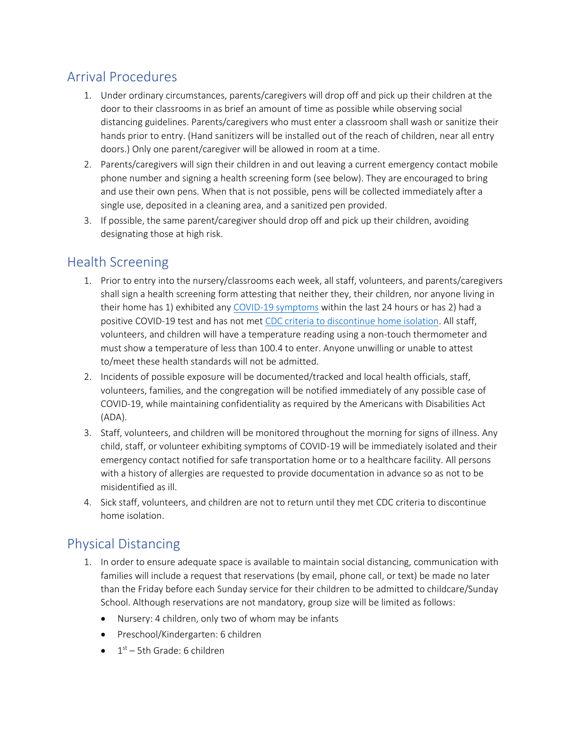## Arrival Procedures

1. Under ordinary circumstances, parents/caregivers will drop off and pick up their children at the door to their classrooms in as brief an amount of time as possible while observing social distancing guidelines. Parents/caregivers who must enter a classroom shall wash or sanitize their hands prior to entry. (Hand sanitizers will be installed out of the reach of children, near all entry doors.) Only one parent/caregiver will be allowed in room at a time.
2. Parents/caregivers will sign their children in and out leaving a current emergency contact mobile phone number and signing a health screening form (see below). They are encouraged to bring and use their own pens. When that is not possible, pens will be collected immediately after a single use, deposited in a cleaning area, and a sanitized pen provided.
3. If possible, the same parent/caregiver should drop off and pick up their children, avoiding designating those at high risk.

## Health Screening

1. Prior to entry into the nursery/classrooms each week, all staff, volunteers, and parents/caregivers shall sign a health screening form attesting that neither they, their children, nor anyone living in their home has 1) exhibited any COVID-19 symptoms within the last 24 hours or has 2) had a positive COVID-19 test and has not met CDC criteria to discontinue home isolation. All staff, volunteers, and children will have a temperature reading using a non-touch thermometer and must show a temperature of less than 100.4 to enter. Anyone unwilling or unable to attest to/meet these health standards will not be admitted.
2. Incidents of possible exposure will be documented/tracked and local health officials, staff, volunteers, families, and the congregation will be notified immediately of any possible case of COVID-19, while maintaining confidentiality as required by the Americans with Disabilities Act (ADA).
3. Staff, volunteers, and children will be monitored throughout the morning for signs of illness. Any child, staff, or volunteer exhibiting symptoms of COVID-19 will be immediately isolated and their emergency contact notified for safe transportation home or to a healthcare facility. All persons with a history of allergies are requested to provide documentation in advance so as not to be misidentified as ill.
4. Sick staff, volunteers, and children are not to return until they met CDC criteria to discontinue home isolation.

## Physical Distancing

1. In order to ensure adequate space is available to maintain social distancing, communication with families will include a request that reservations (by email, phone call, or text) be made no later than the Friday before each Sunday service for their children to be admitted to childcare/Sunday School. Although reservations are not mandatory, group size will be limited as follows:
   - Nursery: 4 children, only two of whom may be infants
   - Preschool/Kindergarten: 6 children
   - 1st – 5th Grade: 6 children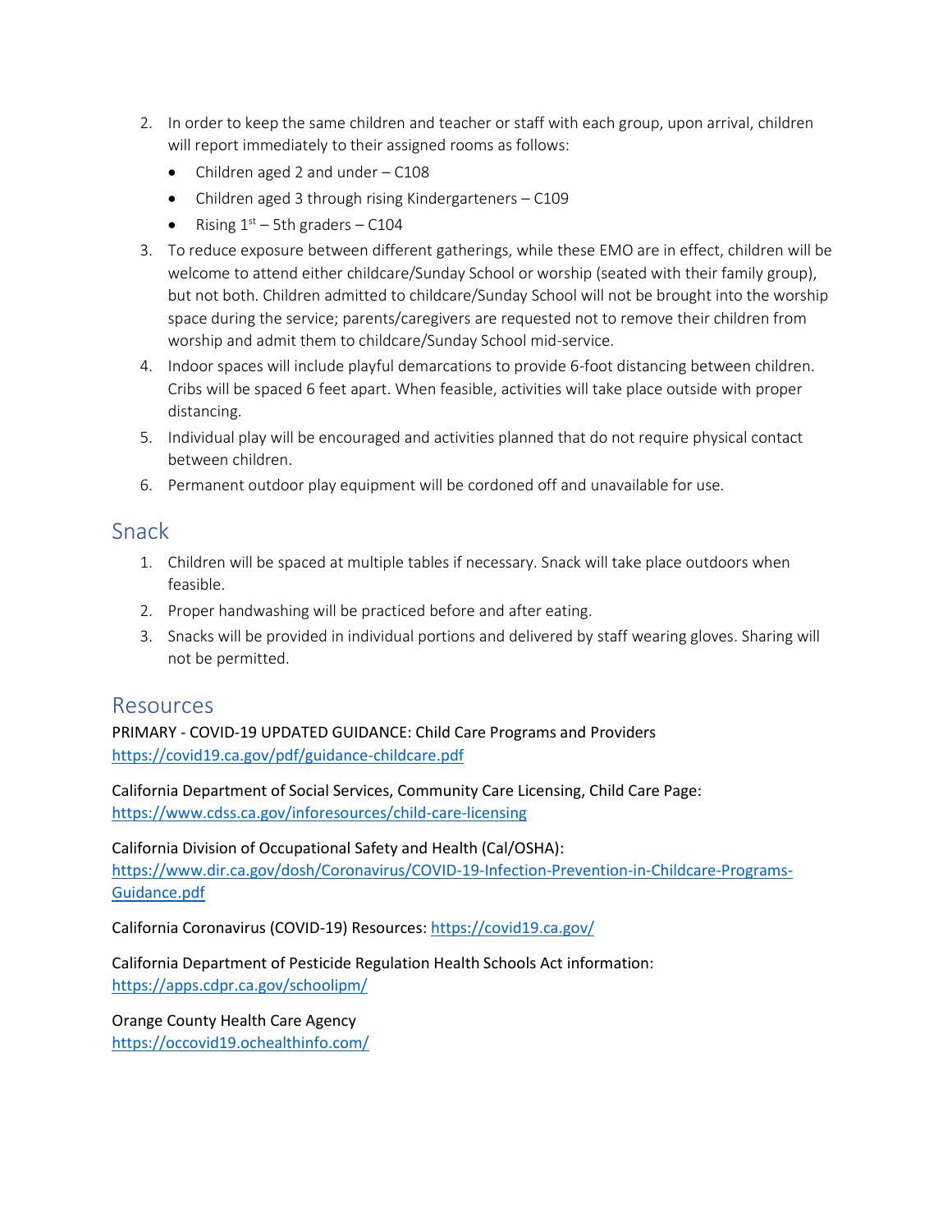2. In order to keep the same children and teacher or staff with each group, upon arrival, children will report immediately to their assigned rooms as follows:
   - Children aged 2 and under – C108
   - Children aged 3 through rising Kindergarteners – C109
   - Rising 1st – 5th graders – C104
3. To reduce exposure between different gatherings, while these EMO are in effect, children will be welcome to attend either childcare/Sunday School or worship (seated with their family group), but not both. Children admitted to childcare/Sunday School will not be brought into the worship space during the service; parents/caregivers are requested not to remove their children from worship and admit them to childcare/Sunday School mid-service.
4. Indoor spaces will include playful demarcations to provide 6-foot distancing between children. Cribs will be spaced 6 feet apart. When feasible, activities will take place outside with proper distancing.
5. Individual play will be encouraged and activities planned that do not require physical contact between children.
6. Permanent outdoor play equipment will be cordoned off and unavailable for use.

## Snack

1. Children will be spaced at multiple tables if necessary. Snack will take place outdoors when feasible.
2. Proper handwashing will be practiced before and after eating.
3. Snacks will be provided in individual portions and delivered by staff wearing gloves. Sharing will not be permitted.

## Resources

PRIMARY - COVID-19 UPDATED GUIDANCE: Child Care Programs and Providers
https://covid19.ca.gov/pdf/guidance-childcare.pdf

California Department of Social Services, Community Care Licensing, Child Care Page:
https://www.cdss.ca.gov/inforesources/child-care-licensing

California Division of Occupational Safety and Health (Cal/OSHA):
https://www.dir.ca.gov/dosh/Coronavirus/COVID-19-Infection-Prevention-in-Childcare-Programs-Guidance.pdf

California Coronavirus (COVID-19) Resources: https://covid19.ca.gov/

California Department of Pesticide Regulation Health Schools Act information:
https://apps.cdpr.ca.gov/schoolipm/

Orange County Health Care Agency
https://occovid19.ochealthinfo.com/